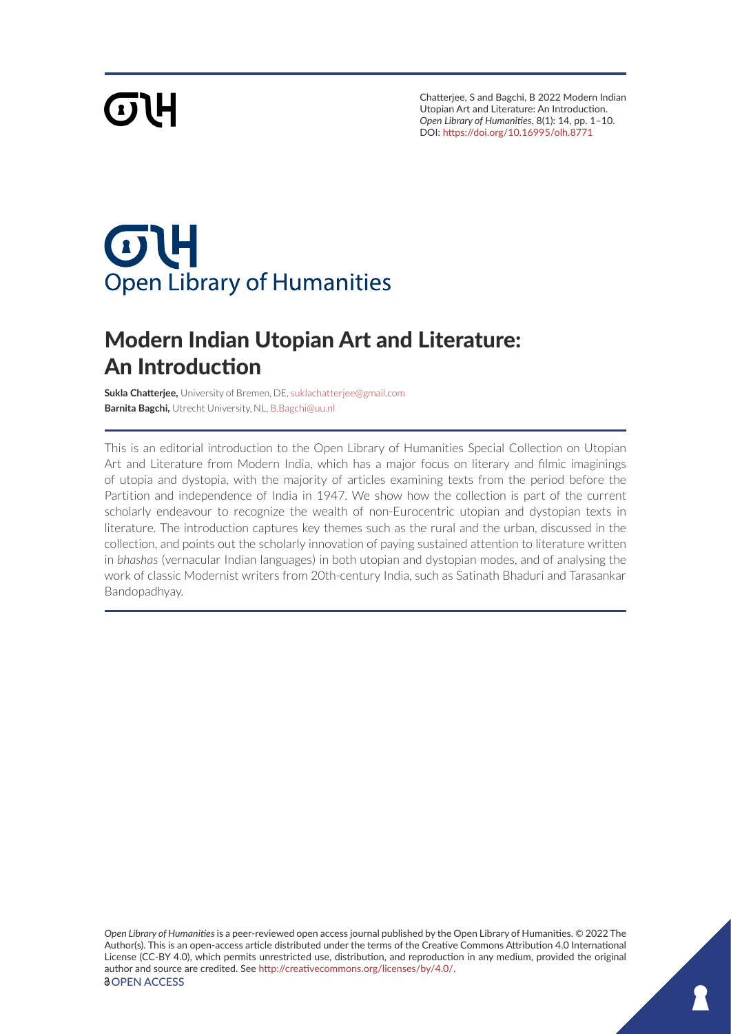Chatterjee, S and Bagchi, B 2022 Modern Indian Utopian Art and Literature: An Introduction. *Open Library of Humanities*, 8(1): 14, pp. 1–10. DOI: https://doi.org/10.16995/olh.8771

Open Library of Humanities

# Modern Indian Utopian Art and Literature: An Introduction

**Sukla Chatterjee,** University of Bremen, DE, suklachatterjee@gmail.com
**Barnita Bagchi,** Utrecht University, NL, B.Bagchi@uu.nl

This is an editorial introduction to the Open Library of Humanities Special Collection on Utopian Art and Literature from Modern India, which has a major focus on literary and filmic imaginings of utopia and dystopia, with the majority of articles examining texts from the period before the Partition and independence of India in 1947. We show how the collection is part of the current scholarly endeavour to recognize the wealth of non-Eurocentric utopian and dystopian texts in literature. The introduction captures key themes such as the rural and the urban, discussed in the collection, and points out the scholarly innovation of paying sustained attention to literature written in *bhashas* (vernacular Indian languages) in both utopian and dystopian modes, and of analysing the work of classic Modernist writers from 20th-century India, such as Satinath Bhaduri and Tarasankar Bandopadhyay.

*Open Library of Humanities* is a peer-reviewed open access journal published by the Open Library of Humanities. © 2022 The Author(s). This is an open-access article distributed under the terms of the Creative Commons Attribution 4.0 International License (CC-BY 4.0), which permits unrestricted use, distribution, and reproduction in any medium, provided the original author and source are credited. See http://creativecommons.org/licenses/by/4.0/.

OPEN ACCESS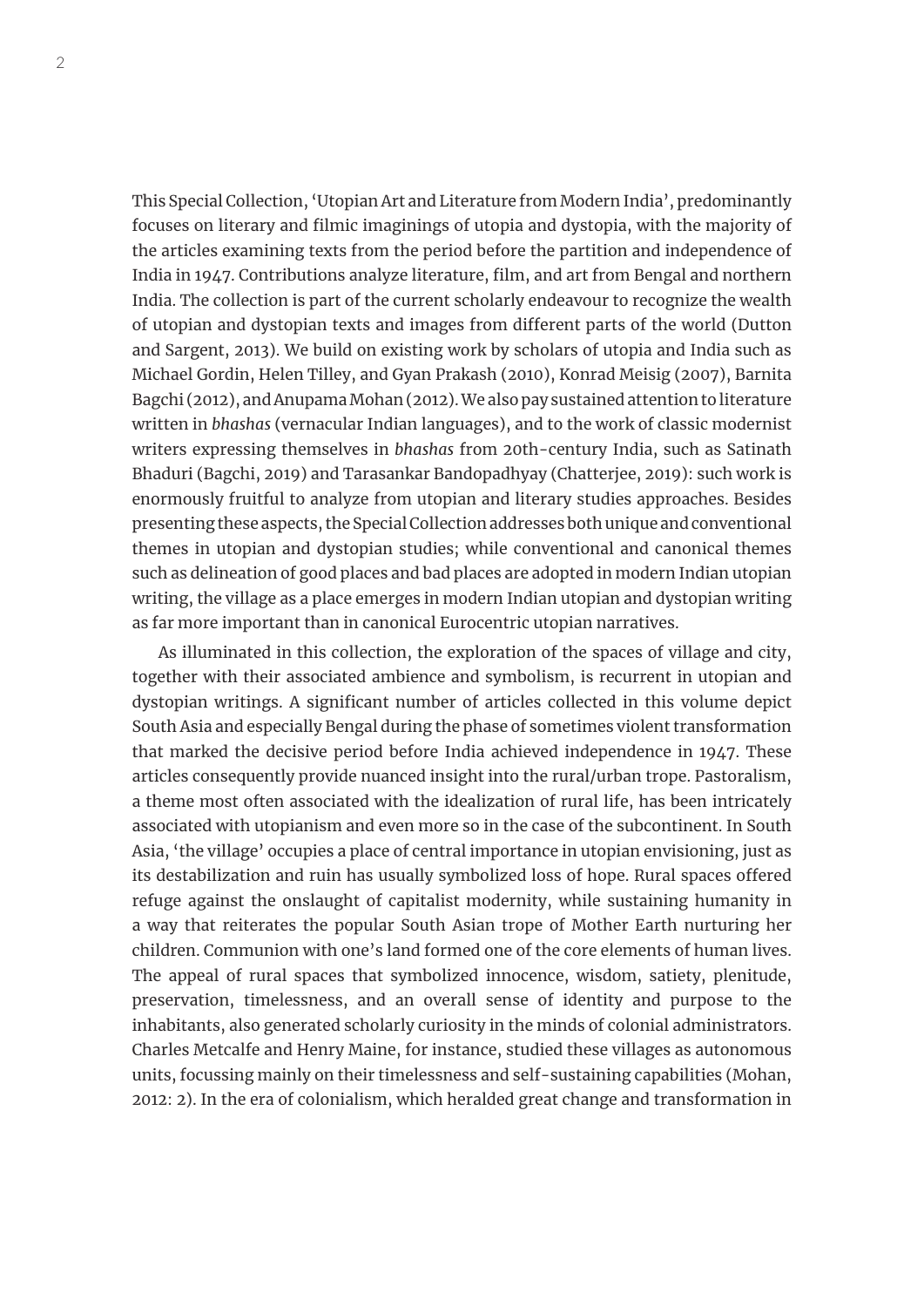This Special Collection, 'Utopian Art and Literature from Modern India', predominantly focuses on literary and filmic imaginings of utopia and dystopia, with the majority of the articles examining texts from the period before the partition and independence of India in 1947. Contributions analyze literature, film, and art from Bengal and northern India. The collection is part of the current scholarly endeavour to recognize the wealth of utopian and dystopian texts and images from different parts of the world (Dutton and Sargent, 2013). We build on existing work by scholars of utopia and India such as Michael Gordin, Helen Tilley, and Gyan Prakash (2010), Konrad Meisig (2007), Barnita Bagchi (2012), and Anupama Mohan (2012). We also pay sustained attention to literature written in *bhashas* (vernacular Indian languages), and to the work of classic modernist writers expressing themselves in *bhashas* from 20th-century India, such as Satinath Bhaduri (Bagchi, 2019) and Tarasankar Bandopadhyay (Chatterjee, 2019): such work is enormously fruitful to analyze from utopian and literary studies approaches. Besides presenting these aspects, the Special Collection addresses both unique and conventional themes in utopian and dystopian studies; while conventional and canonical themes such as delineation of good places and bad places are adopted in modern Indian utopian writing, the village as a place emerges in modern Indian utopian and dystopian writing as far more important than in canonical Eurocentric utopian narratives.

As illuminated in this collection, the exploration of the spaces of village and city, together with their associated ambience and symbolism, is recurrent in utopian and dystopian writings. A significant number of articles collected in this volume depict South Asia and especially Bengal during the phase of sometimes violent transformation that marked the decisive period before India achieved independence in 1947. These articles consequently provide nuanced insight into the rural/urban trope. Pastoralism, a theme most often associated with the idealization of rural life, has been intricately associated with utopianism and even more so in the case of the subcontinent. In South Asia, 'the village' occupies a place of central importance in utopian envisioning, just as its destabilization and ruin has usually symbolized loss of hope. Rural spaces offered refuge against the onslaught of capitalist modernity, while sustaining humanity in a way that reiterates the popular South Asian trope of Mother Earth nurturing her children. Communion with one's land formed one of the core elements of human lives. The appeal of rural spaces that symbolized innocence, wisdom, satiety, plenitude, preservation, timelessness, and an overall sense of identity and purpose to the inhabitants, also generated scholarly curiosity in the minds of colonial administrators. Charles Metcalfe and Henry Maine, for instance, studied these villages as autonomous units, focussing mainly on their timelessness and self-sustaining capabilities (Mohan, 2012: 2). In the era of colonialism, which heralded great change and transformation in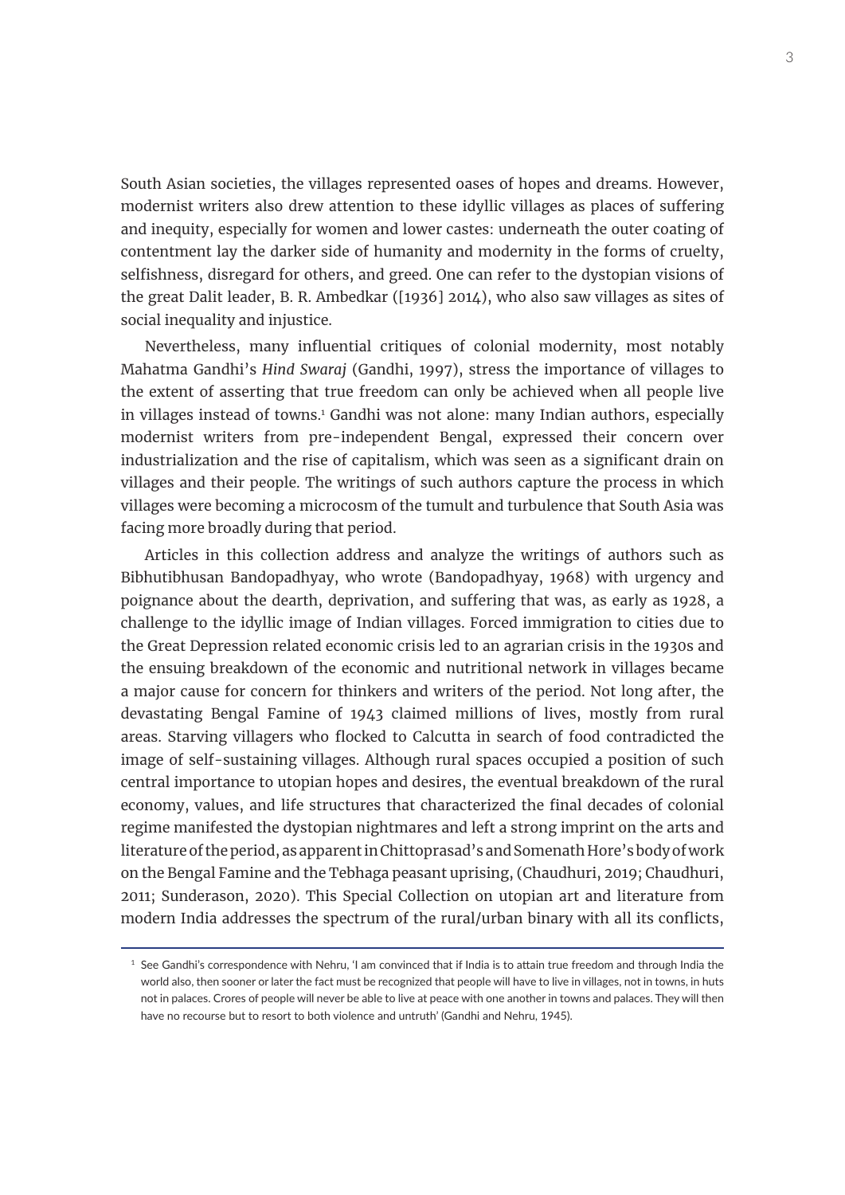South Asian societies, the villages represented oases of hopes and dreams. However, modernist writers also drew attention to these idyllic villages as places of suffering and inequity, especially for women and lower castes: underneath the outer coating of contentment lay the darker side of humanity and modernity in the forms of cruelty, selfishness, disregard for others, and greed. One can refer to the dystopian visions of the great Dalit leader, B. R. Ambedkar ([1936] 2014), who also saw villages as sites of social inequality and injustice.

Nevertheless, many influential critiques of colonial modernity, most notably Mahatma Gandhi's *Hind Swaraj* (Gandhi, 1997), stress the importance of villages to the extent of asserting that true freedom can only be achieved when all people live in villages instead of towns.[1] Gandhi was not alone: many Indian authors, especially modernist writers from pre-independent Bengal, expressed their concern over industrialization and the rise of capitalism, which was seen as a significant drain on villages and their people. The writings of such authors capture the process in which villages were becoming a microcosm of the tumult and turbulence that South Asia was facing more broadly during that period.

Articles in this collection address and analyze the writings of authors such as Bibhutibhusan Bandopadhyay, who wrote (Bandopadhyay, 1968) with urgency and poignance about the dearth, deprivation, and suffering that was, as early as 1928, a challenge to the idyllic image of Indian villages. Forced immigration to cities due to the Great Depression related economic crisis led to an agrarian crisis in the 1930s and the ensuing breakdown of the economic and nutritional network in villages became a major cause for concern for thinkers and writers of the period. Not long after, the devastating Bengal Famine of 1943 claimed millions of lives, mostly from rural areas. Starving villagers who flocked to Calcutta in search of food contradicted the image of self-sustaining villages. Although rural spaces occupied a position of such central importance to utopian hopes and desires, the eventual breakdown of the rural economy, values, and life structures that characterized the final decades of colonial regime manifested the dystopian nightmares and left a strong imprint on the arts and literature of the period, as apparent in Chittoprasad's and Somenath Hore's body of work on the Bengal Famine and the Tebhaga peasant uprising, (Chaudhuri, 2019; Chaudhuri, 2011; Sunderason, 2020). This Special Collection on utopian art and literature from modern India addresses the spectrum of the rural/urban binary with all its conflicts,

[1] See Gandhi's correspondence with Nehru, 'I am convinced that if India is to attain true freedom and through India the world also, then sooner or later the fact must be recognized that people will have to live in villages, not in towns, in huts not in palaces. Crores of people will never be able to live at peace with one another in towns and palaces. They will then have no recourse but to resort to both violence and untruth' (Gandhi and Nehru, 1945).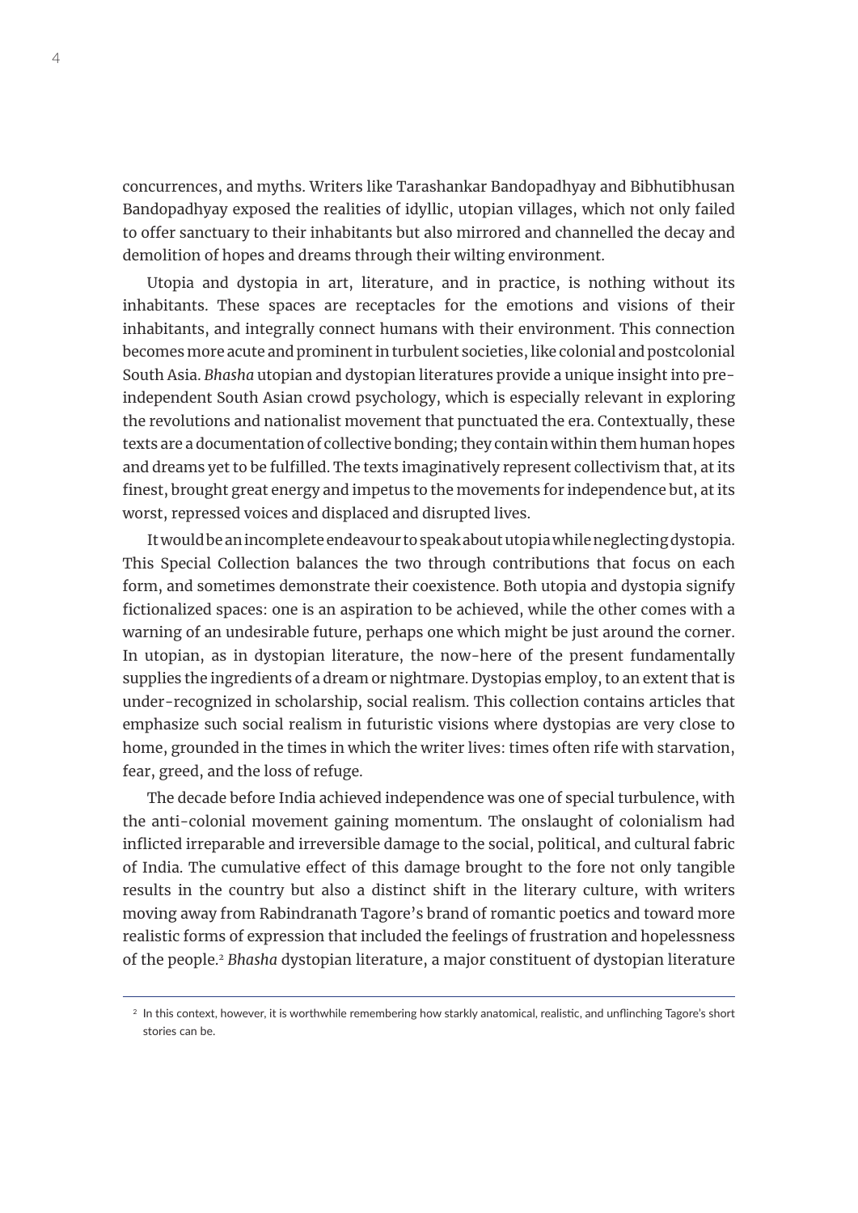concurrences, and myths. Writers like Tarashankar Bandopadhyay and Bibhutibhusan Bandopadhyay exposed the realities of idyllic, utopian villages, which not only failed to offer sanctuary to their inhabitants but also mirrored and channelled the decay and demolition of hopes and dreams through their wilting environment.

Utopia and dystopia in art, literature, and in practice, is nothing without its inhabitants. These spaces are receptacles for the emotions and visions of their inhabitants, and integrally connect humans with their environment. This connection becomes more acute and prominent in turbulent societies, like colonial and postcolonial South Asia. *Bhasha* utopian and dystopian literatures provide a unique insight into pre-independent South Asian crowd psychology, which is especially relevant in exploring the revolutions and nationalist movement that punctuated the era. Contextually, these texts are a documentation of collective bonding; they contain within them human hopes and dreams yet to be fulfilled. The texts imaginatively represent collectivism that, at its finest, brought great energy and impetus to the movements for independence but, at its worst, repressed voices and displaced and disrupted lives.

It would be an incomplete endeavour to speak about utopia while neglecting dystopia. This Special Collection balances the two through contributions that focus on each form, and sometimes demonstrate their coexistence. Both utopia and dystopia signify fictionalized spaces: one is an aspiration to be achieved, while the other comes with a warning of an undesirable future, perhaps one which might be just around the corner. In utopian, as in dystopian literature, the now-here of the present fundamentally supplies the ingredients of a dream or nightmare. Dystopias employ, to an extent that is under-recognized in scholarship, social realism. This collection contains articles that emphasize such social realism in futuristic visions where dystopias are very close to home, grounded in the times in which the writer lives: times often rife with starvation, fear, greed, and the loss of refuge.

The decade before India achieved independence was one of special turbulence, with the anti-colonial movement gaining momentum. The onslaught of colonialism had inflicted irreparable and irreversible damage to the social, political, and cultural fabric of India. The cumulative effect of this damage brought to the fore not only tangible results in the country but also a distinct shift in the literary culture, with writers moving away from Rabindranath Tagore's brand of romantic poetics and toward more realistic forms of expression that included the feelings of frustration and hopelessness of the people.[2] *Bhasha* dystopian literature, a major constituent of dystopian literature

---

[2] In this context, however, it is worthwhile remembering how starkly anatomical, realistic, and unflinching Tagore's short stories can be.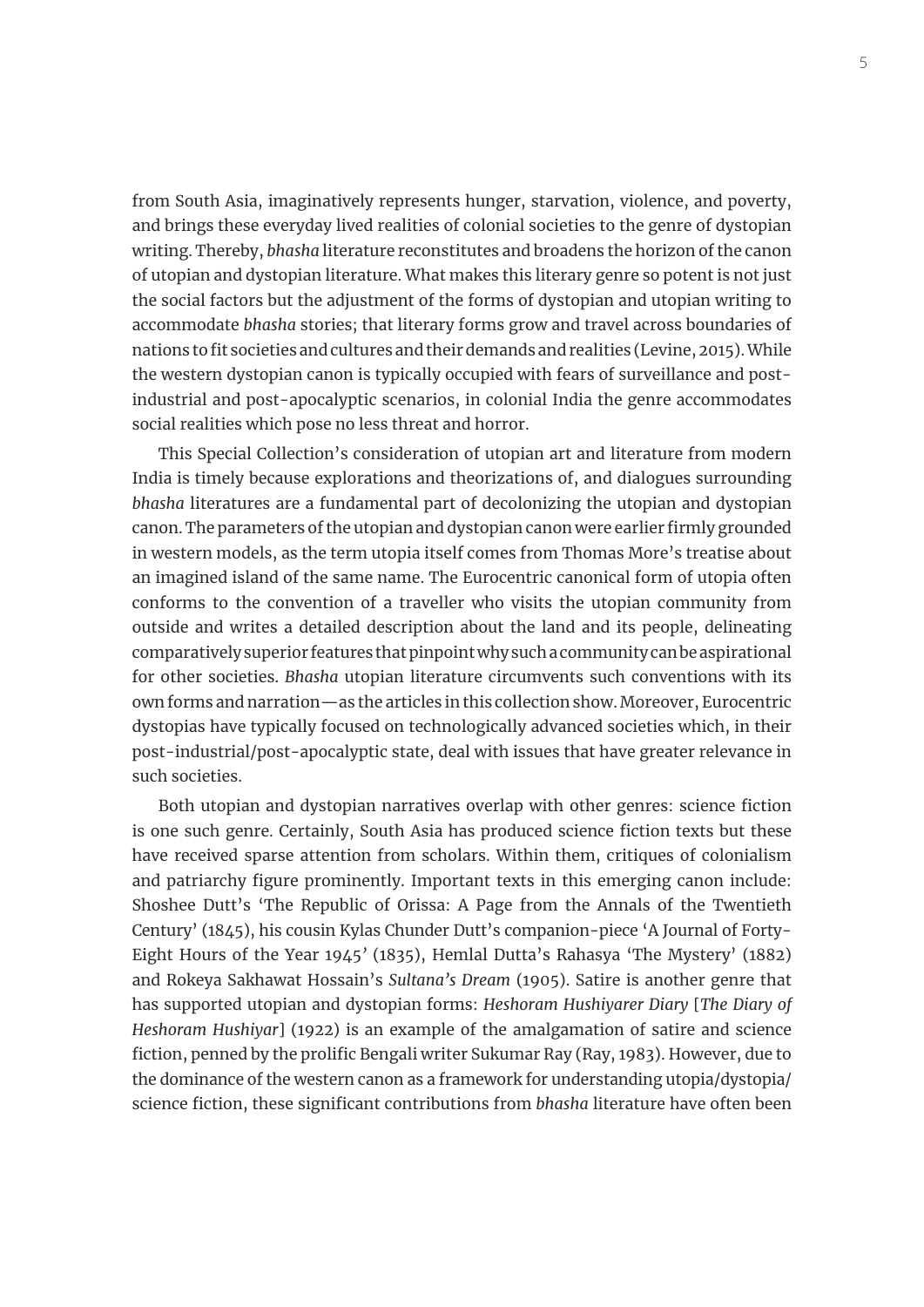from South Asia, imaginatively represents hunger, starvation, violence, and poverty, and brings these everyday lived realities of colonial societies to the genre of dystopian writing. Thereby, *bhasha* literature reconstitutes and broadens the horizon of the canon of utopian and dystopian literature. What makes this literary genre so potent is not just the social factors but the adjustment of the forms of dystopian and utopian writing to accommodate *bhasha* stories; that literary forms grow and travel across boundaries of nations to fit societies and cultures and their demands and realities (Levine, 2015). While the western dystopian canon is typically occupied with fears of surveillance and post-industrial and post-apocalyptic scenarios, in colonial India the genre accommodates social realities which pose no less threat and horror.

This Special Collection's consideration of utopian art and literature from modern India is timely because explorations and theorizations of, and dialogues surrounding *bhasha* literatures are a fundamental part of decolonizing the utopian and dystopian canon. The parameters of the utopian and dystopian canon were earlier firmly grounded in western models, as the term utopia itself comes from Thomas More's treatise about an imagined island of the same name. The Eurocentric canonical form of utopia often conforms to the convention of a traveller who visits the utopian community from outside and writes a detailed description about the land and its people, delineating comparatively superior features that pinpoint why such a community can be aspirational for other societies. *Bhasha* utopian literature circumvents such conventions with its own forms and narration—as the articles in this collection show. Moreover, Eurocentric dystopias have typically focused on technologically advanced societies which, in their post-industrial/post-apocalyptic state, deal with issues that have greater relevance in such societies.

Both utopian and dystopian narratives overlap with other genres: science fiction is one such genre. Certainly, South Asia has produced science fiction texts but these have received sparse attention from scholars. Within them, critiques of colonialism and patriarchy figure prominently. Important texts in this emerging canon include: Shoshee Dutt's 'The Republic of Orissa: A Page from the Annals of the Twentieth Century' (1845), his cousin Kylas Chunder Dutt's companion-piece 'A Journal of Forty-Eight Hours of the Year 1945' (1835), Hemlal Dutta's Rahasya 'The Mystery' (1882) and Rokeya Sakhawat Hossain's *Sultana's Dream* (1905). Satire is another genre that has supported utopian and dystopian forms: *Heshoram Hushiyarer Diary* [*The Diary of Heshoram Hushiyar*] (1922) is an example of the amalgamation of satire and science fiction, penned by the prolific Bengali writer Sukumar Ray (Ray, 1983). However, due to the dominance of the western canon as a framework for understanding utopia/dystopia/science fiction, these significant contributions from *bhasha* literature have often been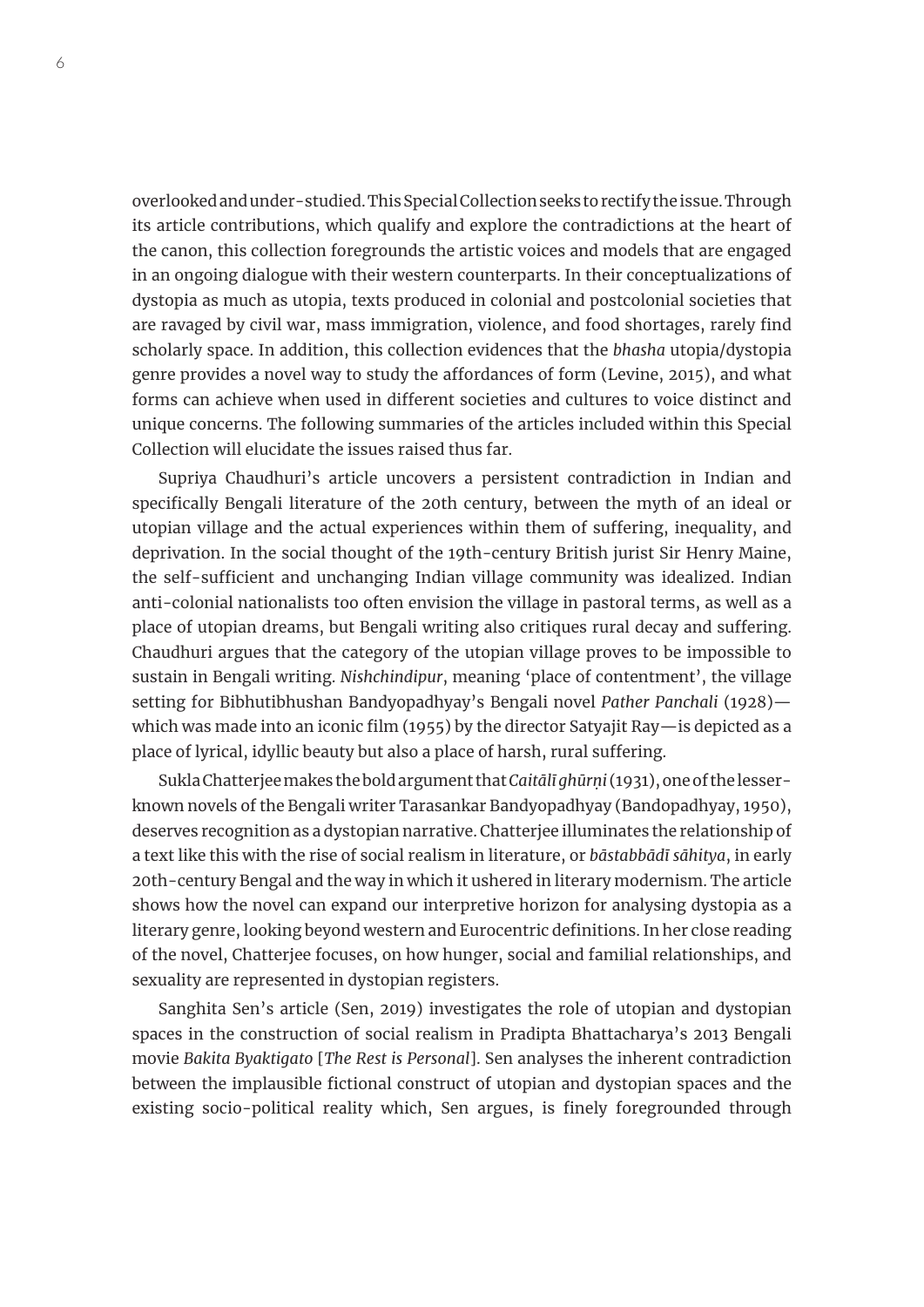overlooked and under-studied. This Special Collection seeks to rectify the issue. Through its article contributions, which qualify and explore the contradictions at the heart of the canon, this collection foregrounds the artistic voices and models that are engaged in an ongoing dialogue with their western counterparts. In their conceptualizations of dystopia as much as utopia, texts produced in colonial and postcolonial societies that are ravaged by civil war, mass immigration, violence, and food shortages, rarely find scholarly space. In addition, this collection evidences that the *bhasha* utopia/dystopia genre provides a novel way to study the affordances of form (Levine, 2015), and what forms can achieve when used in different societies and cultures to voice distinct and unique concerns. The following summaries of the articles included within this Special Collection will elucidate the issues raised thus far.

Supriya Chaudhuri's article uncovers a persistent contradiction in Indian and specifically Bengali literature of the 20th century, between the myth of an ideal or utopian village and the actual experiences within them of suffering, inequality, and deprivation. In the social thought of the 19th-century British jurist Sir Henry Maine, the self-sufficient and unchanging Indian village community was idealized. Indian anti-colonial nationalists too often envision the village in pastoral terms, as well as a place of utopian dreams, but Bengali writing also critiques rural decay and suffering. Chaudhuri argues that the category of the utopian village proves to be impossible to sustain in Bengali writing. *Nishchindipur*, meaning 'place of contentment', the village setting for Bibhutibhushan Bandyopadhyay's Bengali novel *Pather Panchali* (1928)—which was made into an iconic film (1955) by the director Satyajit Ray—is depicted as a place of lyrical, idyllic beauty but also a place of harsh, rural suffering.

Sukla Chatterjee makes the bold argument that *Caitālī ghūrṇi* (1931), one of the lesser-known novels of the Bengali writer Tarasankar Bandyopadhyay (Bandopadhyay, 1950), deserves recognition as a dystopian narrative. Chatterjee illuminates the relationship of a text like this with the rise of social realism in literature, or *bāstabbādī sāhitya*, in early 20th-century Bengal and the way in which it ushered in literary modernism. The article shows how the novel can expand our interpretive horizon for analysing dystopia as a literary genre, looking beyond western and Eurocentric definitions. In her close reading of the novel, Chatterjee focuses, on how hunger, social and familial relationships, and sexuality are represented in dystopian registers.

Sanghita Sen's article (Sen, 2019) investigates the role of utopian and dystopian spaces in the construction of social realism in Pradipta Bhattacharya's 2013 Bengali movie *Bakita Byaktigato* [*The Rest is Personal*]. Sen analyses the inherent contradiction between the implausible fictional construct of utopian and dystopian spaces and the existing socio-political reality which, Sen argues, is finely foregrounded through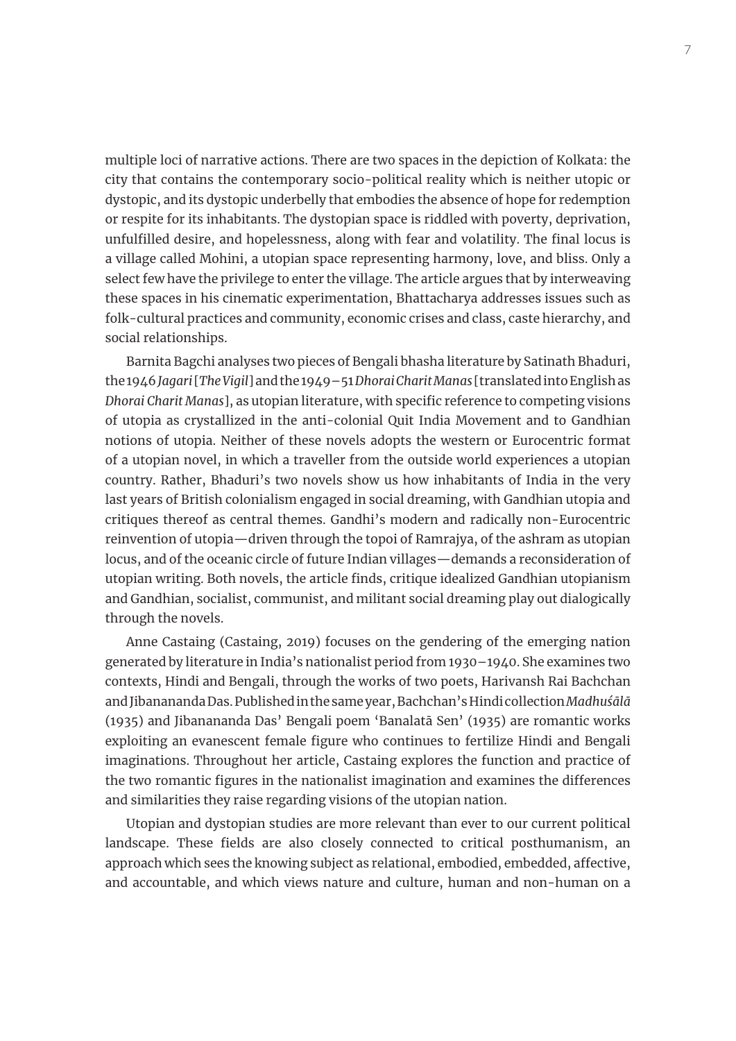multiple loci of narrative actions. There are two spaces in the depiction of Kolkata: the city that contains the contemporary socio-political reality which is neither utopic or dystopic, and its dystopic underbelly that embodies the absence of hope for redemption or respite for its inhabitants. The dystopian space is riddled with poverty, deprivation, unfulfilled desire, and hopelessness, along with fear and volatility. The final locus is a village called Mohini, a utopian space representing harmony, love, and bliss. Only a select few have the privilege to enter the village. The article argues that by interweaving these spaces in his cinematic experimentation, Bhattacharya addresses issues such as folk-cultural practices and community, economic crises and class, caste hierarchy, and social relationships.

Barnita Bagchi analyses two pieces of Bengali bhasha literature by Satinath Bhaduri, the 1946 *Jagari* [*The Vigil*] and the 1949–51 *Dhorai Charit Manas* [translated into English as *Dhorai Charit Manas*], as utopian literature, with specific reference to competing visions of utopia as crystallized in the anti-colonial Quit India Movement and to Gandhian notions of utopia. Neither of these novels adopts the western or Eurocentric format of a utopian novel, in which a traveller from the outside world experiences a utopian country. Rather, Bhaduri's two novels show us how inhabitants of India in the very last years of British colonialism engaged in social dreaming, with Gandhian utopia and critiques thereof as central themes. Gandhi's modern and radically non-Eurocentric reinvention of utopia—driven through the topoi of Ramrajya, of the ashram as utopian locus, and of the oceanic circle of future Indian villages—demands a reconsideration of utopian writing. Both novels, the article finds, critique idealized Gandhian utopianism and Gandhian, socialist, communist, and militant social dreaming play out dialogically through the novels.

Anne Castaing (Castaing, 2019) focuses on the gendering of the emerging nation generated by literature in India's nationalist period from 1930–1940. She examines two contexts, Hindi and Bengali, through the works of two poets, Harivansh Rai Bachchan and Jibanananda Das. Published in the same year, Bachchan's Hindi collection *Madhuśālā* (1935) and Jibanananda Das' Bengali poem 'Banalatā Sen' (1935) are romantic works exploiting an evanescent female figure who continues to fertilize Hindi and Bengali imaginations. Throughout her article, Castaing explores the function and practice of the two romantic figures in the nationalist imagination and examines the differences and similarities they raise regarding visions of the utopian nation.

Utopian and dystopian studies are more relevant than ever to our current political landscape. These fields are also closely connected to critical posthumanism, an approach which sees the knowing subject as relational, embodied, embedded, affective, and accountable, and which views nature and culture, human and non-human on a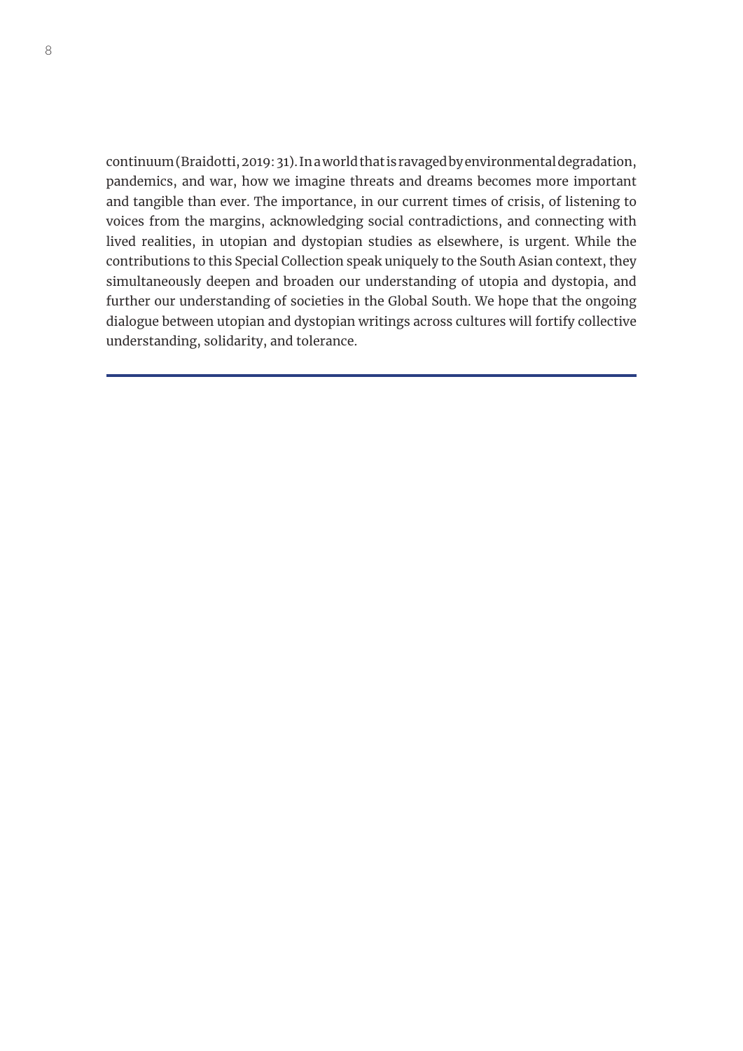continuum (Braidotti, 2019: 31). In a world that is ravaged by environmental degradation, pandemics, and war, how we imagine threats and dreams becomes more important and tangible than ever. The importance, in our current times of crisis, of listening to voices from the margins, acknowledging social contradictions, and connecting with lived realities, in utopian and dystopian studies as elsewhere, is urgent. While the contributions to this Special Collection speak uniquely to the South Asian context, they simultaneously deepen and broaden our understanding of utopia and dystopia, and further our understanding of societies in the Global South. We hope that the ongoing dialogue between utopian and dystopian writings across cultures will fortify collective understanding, solidarity, and tolerance.

---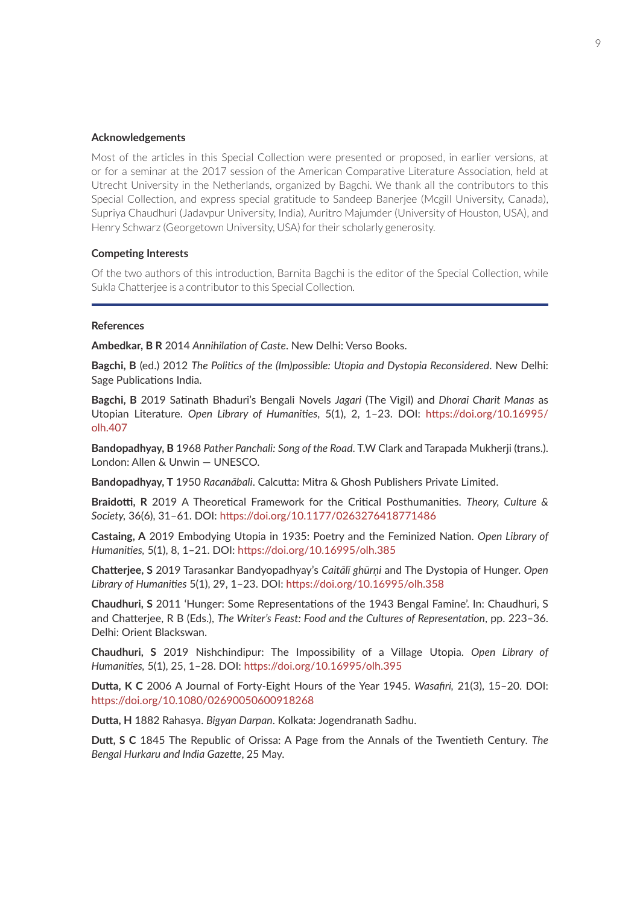## Acknowledgements

Most of the articles in this Special Collection were presented or proposed, in earlier versions, at or for a seminar at the 2017 session of the American Comparative Literature Association, held at Utrecht University in the Netherlands, organized by Bagchi. We thank all the contributors to this Special Collection, and express special gratitude to Sandeep Banerjee (Mcgill University, Canada), Supriya Chaudhuri (Jadavpur University, India), Auritro Majumder (University of Houston, USA), and Henry Schwarz (Georgetown University, USA) for their scholarly generosity.

## Competing Interests

Of the two authors of this introduction, Barnita Bagchi is the editor of the Special Collection, while Sukla Chatterjee is a contributor to this Special Collection.

## References

**Ambedkar, B R** 2014 *Annihilation of Caste*. New Delhi: Verso Books.

**Bagchi, B** (ed.) 2012 *The Politics of the (Im)possible: Utopia and Dystopia Reconsidered*. New Delhi: Sage Publications India.

**Bagchi, B** 2019 Satinath Bhaduri's Bengali Novels *Jagari* (The Vigil) and *Dhorai Charit Manas* as Utopian Literature. *Open Library of Humanities*, 5(1), 2, 1–23. DOI: https://doi.org/10.16995/olh.407

**Bandopadhyay, B** 1968 *Pather Panchali: Song of the Road*. T.W Clark and Tarapada Mukherji (trans.). London: Allen & Unwin — UNESCO.

**Bandopadhyay, T** 1950 *Racanābali*. Calcutta: Mitra & Ghosh Publishers Private Limited.

**Braidotti, R** 2019 A Theoretical Framework for the Critical Posthumanities. *Theory, Culture & Society*, 36(6), 31–61. DOI: https://doi.org/10.1177/0263276418771486

**Castaing, A** 2019 Embodying Utopia in 1935: Poetry and the Feminized Nation. *Open Library of Humanities*, 5(1), 8, 1–21. DOI: https://doi.org/10.16995/olh.385

**Chatterjee, S** 2019 Tarasankar Bandyopadhyay's *Caitālī ghūrṇi* and The Dystopia of Hunger. *Open Library of Humanities* 5(1), 29, 1–23. DOI: https://doi.org/10.16995/olh.358

**Chaudhuri, S** 2011 'Hunger: Some Representations of the 1943 Bengal Famine'. In: Chaudhuri, S and Chatterjee, R B (Eds.), *The Writer's Feast: Food and the Cultures of Representation*, pp. 223–36. Delhi: Orient Blackswan.

**Chaudhuri, S** 2019 Nishchindipur: The Impossibility of a Village Utopia. *Open Library of Humanities*, 5(1), 25, 1–28. DOI: https://doi.org/10.16995/olh.395

**Dutta, K C** 2006 A Journal of Forty-Eight Hours of the Year 1945. *Wasafiri*, 21(3), 15–20. DOI: https://doi.org/10.1080/02690050600918268

**Dutta, H** 1882 Rahasya. *Bigyan Darpan*. Kolkata: Jogendranath Sadhu.

**Dutt, S C** 1845 The Republic of Orissa: A Page from the Annals of the Twentieth Century. *The Bengal Hurkaru and India Gazette*, 25 May.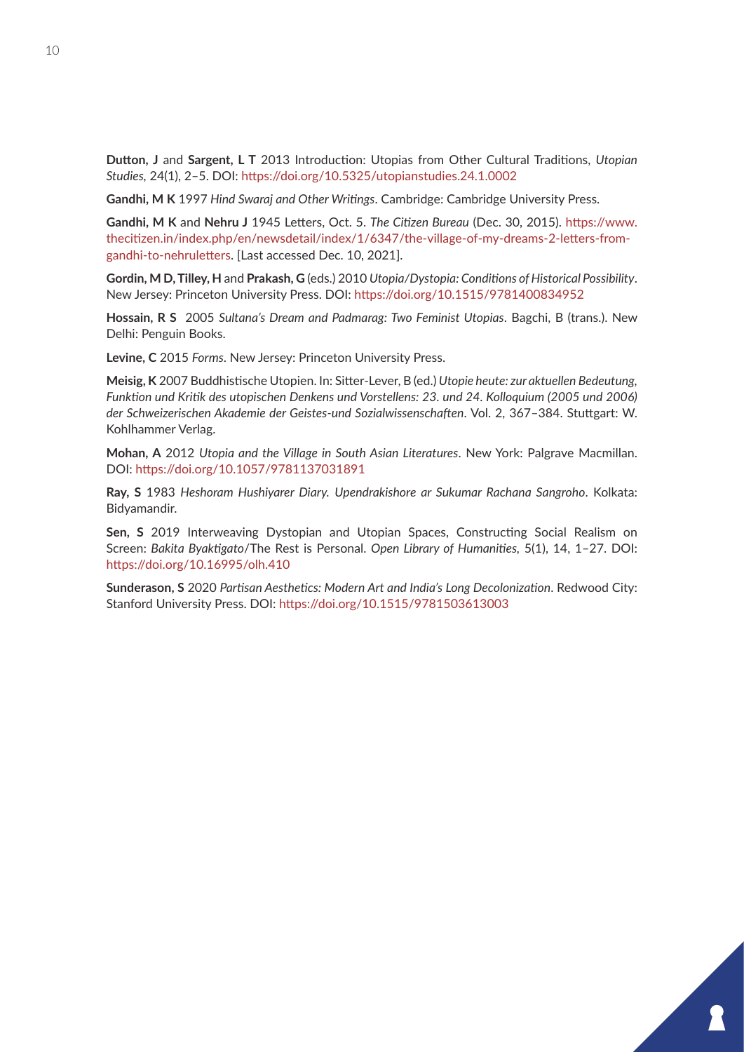**Dutton, J** and **Sargent, L T** 2013 Introduction: Utopias from Other Cultural Traditions, *Utopian Studies*, 24(1), 2–5. DOI: https://doi.org/10.5325/utopianstudies.24.1.0002

**Gandhi, M K** 1997 *Hind Swaraj and Other Writings*. Cambridge: Cambridge University Press.

**Gandhi, M K** and **Nehru J** 1945 Letters, Oct. 5. *The Citizen Bureau* (Dec. 30, 2015). https://www.thecitizen.in/index.php/en/newsdetail/index/1/6347/the-village-of-my-dreams-2-letters-from-gandhi-to-nehruletters. [Last accessed Dec. 10, 2021].

**Gordin, M D, Tilley, H** and **Prakash, G** (eds.) 2010 *Utopia/Dystopia: Conditions of Historical Possibility*. New Jersey: Princeton University Press. DOI: https://doi.org/10.1515/9781400834952

**Hossain, R S** 2005 *Sultana's Dream and Padmarag: Two Feminist Utopias*. Bagchi, B (trans.). New Delhi: Penguin Books.

**Levine, C** 2015 *Forms*. New Jersey: Princeton University Press.

**Meisig, K** 2007 Buddhistische Utopien. In: Sitter-Lever, B (ed.) *Utopie heute: zur aktuellen Bedeutung, Funktion und Kritik des utopischen Denkens und Vorstellens: 23. und 24. Kolloquium (2005 und 2006) der Schweizerischen Akademie der Geistes-und Sozialwissenschaften*. Vol. 2, 367–384. Stuttgart: W. Kohlhammer Verlag.

**Mohan, A** 2012 *Utopia and the Village in South Asian Literatures*. New York: Palgrave Macmillan. DOI: https://doi.org/10.1057/9781137031891

**Ray, S** 1983 *Heshoram Hushiyarer Diary. Upendrakishore ar Sukumar Rachana Sangroho*. Kolkata: Bidyamandir.

**Sen, S** 2019 Interweaving Dystopian and Utopian Spaces, Constructing Social Realism on Screen: *Bakita Byaktigato*/The Rest is Personal. *Open Library of Humanities*, 5(1), 14, 1–27. DOI: https://doi.org/10.16995/olh.410

**Sunderason, S** 2020 *Partisan Aesthetics: Modern Art and India's Long Decolonization*. Redwood City: Stanford University Press. DOI: https://doi.org/10.1515/9781503613003